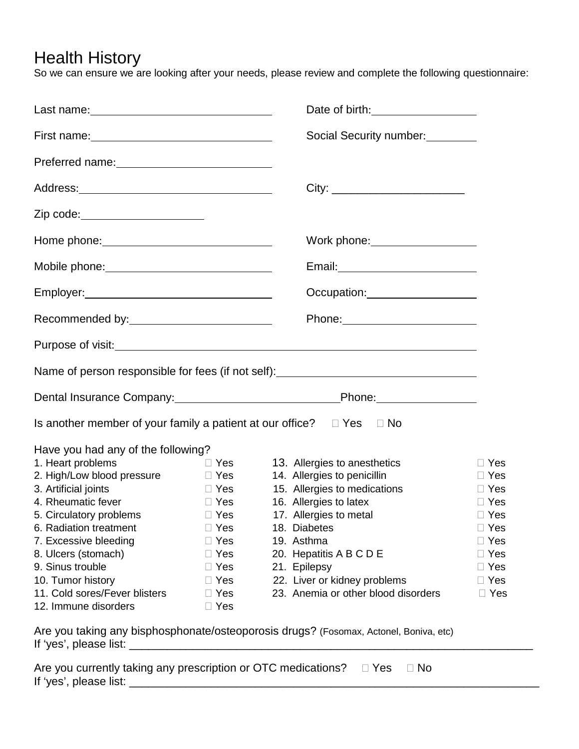# Health History

So we can ensure we are looking after your needs, please review and complete the following questionnaire:

Last name: ______________________________ Date of birth: ________________

First name: ______________________________ Social Security number: ________

Preferred name: __________________________

Address: ________________________________ City: ____________________

Zip code: ___________________

Home phone: ___________________________ Work phone: ________________

Mobile phone: __________________________ Email: ______________________

Employer: _______________________________ Occupation: __________________

Recommended by: _______________________ Phone: _____________________

Purpose of visit: ____________________________________________________________

Name of person responsible for fees (if not self): _______________________________

Dental Insurance Company: __________________________ Phone: ________________

Is another member of your family a patient at our office? ☐ Yes ☐ No

Have you had any of the following?

| | | | |
|---|---|---|---|
| 1. Heart problems | ☐ Yes | 13. Allergies to anesthetics | ☐ Yes |
| 2. High/Low blood pressure | ☐ Yes | 14. Allergies to penicillin | ☐ Yes |
| 3. Artificial joints | ☐ Yes | 15. Allergies to medications | ☐ Yes |
| 4. Rheumatic fever | ☐ Yes | 16. Allergies to latex | ☐ Yes |
| 5. Circulatory problems | ☐ Yes | 17. Allergies to metal | ☐ Yes |
| 6. Radiation treatment | ☐ Yes | 18. Diabetes | ☐ Yes |
| 7. Excessive bleeding | ☐ Yes | 19. Asthma | ☐ Yes |
| 8. Ulcers (stomach) | ☐ Yes | 20. Hepatitis A B C D E | ☐ Yes |
| 9. Sinus trouble | ☐ Yes | 21. Epilepsy | ☐ Yes |
| 10. Tumor history | ☐ Yes | 22. Liver or kidney problems | ☐ Yes |
| 11. Cold sores/Fever blisters | ☐ Yes | 23. Anemia or other blood disorders | ☐ Yes |
| 12. Immune disorders | ☐ Yes | | |

Are you taking any bisphosphonate/osteoporosis drugs? (Fosomax, Actonel, Boniva, etc)
If 'yes', please list: ______________________________________________________________

Are you currently taking any prescription or OTC medications? ☐ Yes ☐ No
If 'yes', please list: ______________________________________________________________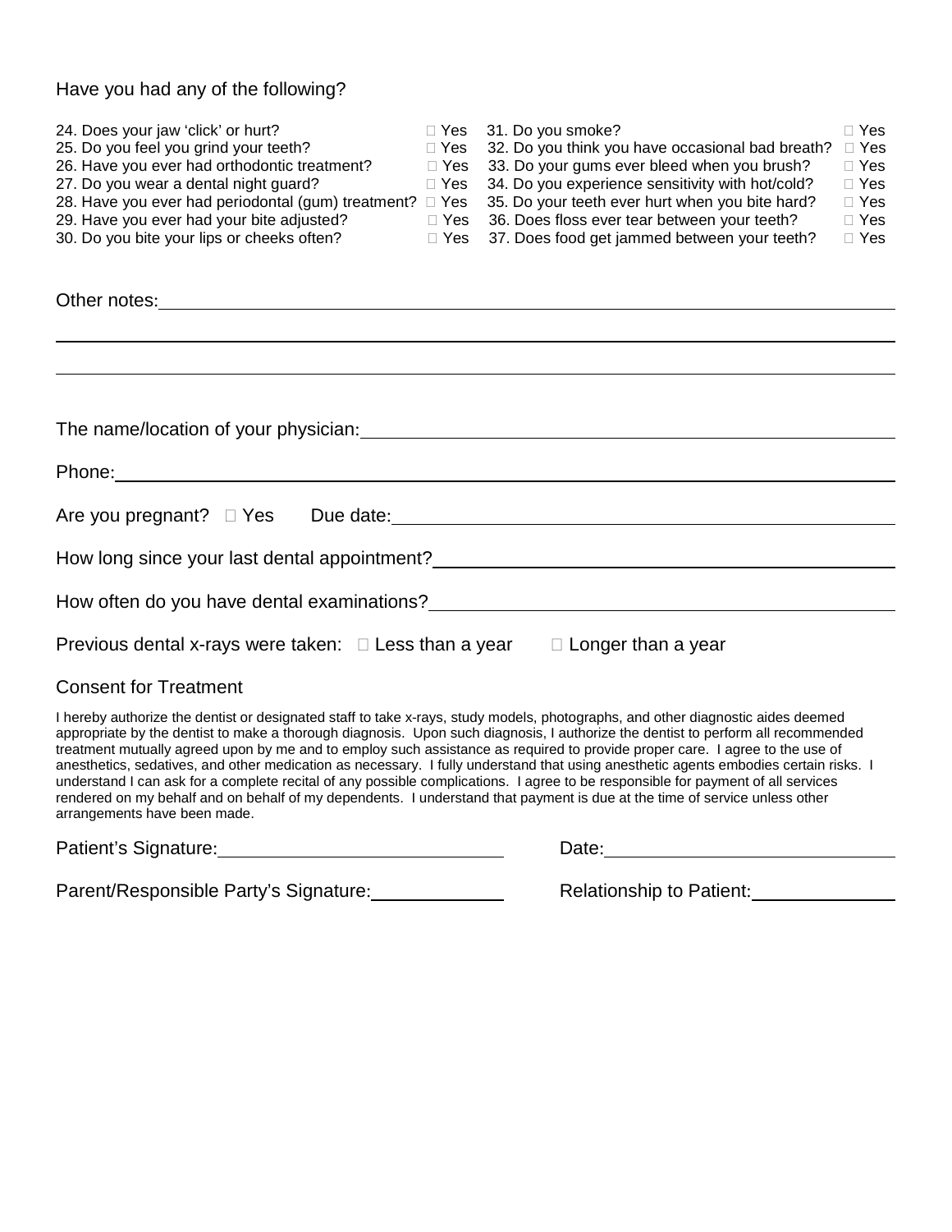Have you had any of the following?

24. Does your jaw 'click' or hurt? ☐ Yes
25. Do you feel you grind your teeth? ☐ Yes
26. Have you ever had orthodontic treatment? ☐ Yes
27. Do you wear a dental night guard? ☐ Yes
28. Have you ever had periodontal (gum) treatment? ☐ Yes
29. Have you ever had your bite adjusted? ☐ Yes
30. Do you bite your lips or cheeks often? ☐ Yes
31. Do you smoke? ☐ Yes
32. Do you think you have occasional bad breath? ☐ Yes
33. Do your gums ever bleed when you brush? ☐ Yes
34. Do you experience sensitivity with hot/cold? ☐ Yes
35. Do your teeth ever hurt when you bite hard? ☐ Yes
36. Does floss ever tear between your teeth? ☐ Yes
37. Does food get jammed between your teeth? ☐ Yes

Other notes: ______________________________________________

______________________________________________

______________________________________________

The name/location of your physician: ______________________________________________

Phone: ______________________________________________

Are you pregnant? ☐ Yes Due date: ______________________________________________

How long since your last dental appointment? ______________________________________________

How often do you have dental examinations? ______________________________________________

Previous dental x-rays were taken: ☐ Less than a year ☐ Longer than a year

## Consent for Treatment

I hereby authorize the dentist or designated staff to take x-rays, study models, photographs, and other diagnostic aides deemed appropriate by the dentist to make a thorough diagnosis. Upon such diagnosis, I authorize the dentist to perform all recommended treatment mutually agreed upon by me and to employ such assistance as required to provide proper care. I agree to the use of anesthetics, sedatives, and other medication as necessary. I fully understand that using anesthetic agents embodies certain risks. I understand I can ask for a complete recital of any possible complications. I agree to be responsible for payment of all services rendered on my behalf and on behalf of my dependents. I understand that payment is due at the time of service unless other arrangements have been made.

Patient's Signature: ______________________ Date: ______________________

Parent/Responsible Party's Signature: ______________ Relationship to Patient: ______________